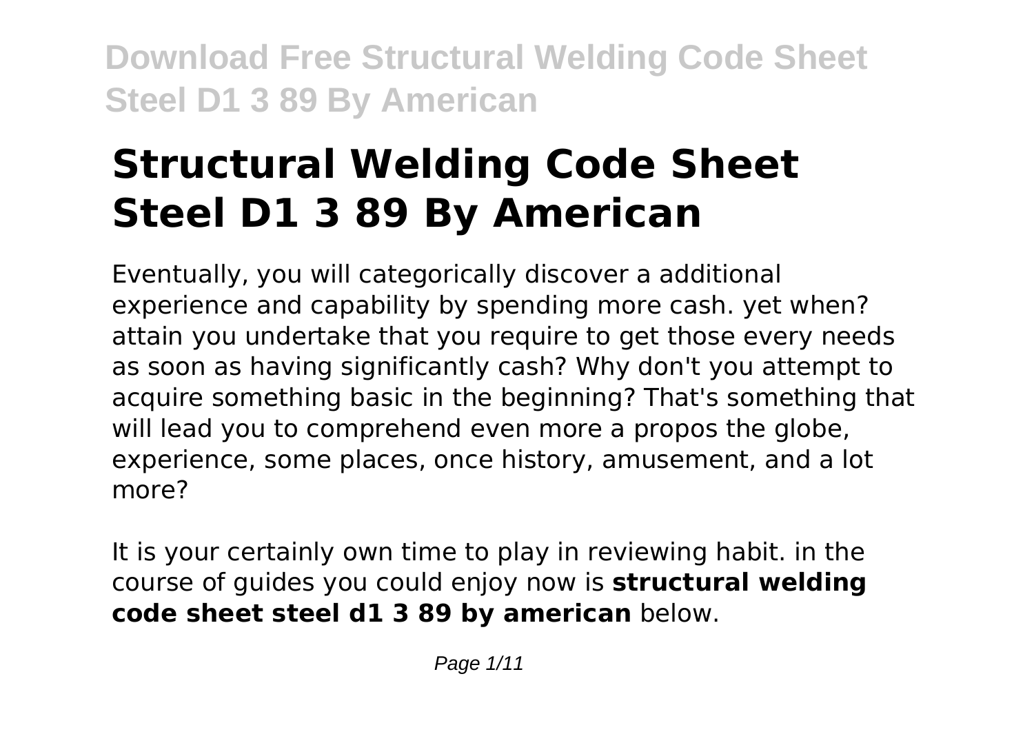# Structural Welding Code Sheet Steel D1 3 89 By American

Eventually, you will categorically discover a additional experience and capability by spending more cash. yet when? attain you undertake that you require to get those every needs as soon as having significantly cash? Why don't you attempt to acquire something basic in the beginning? That's something that will lead you to comprehend even more a propos the globe, experience, some places, once history, amusement, and a lot more?

It is your certainly own time to play in reviewing habit. in the course of guides you could enjoy now is **structural welding code sheet steel d1 3 89 by american** below.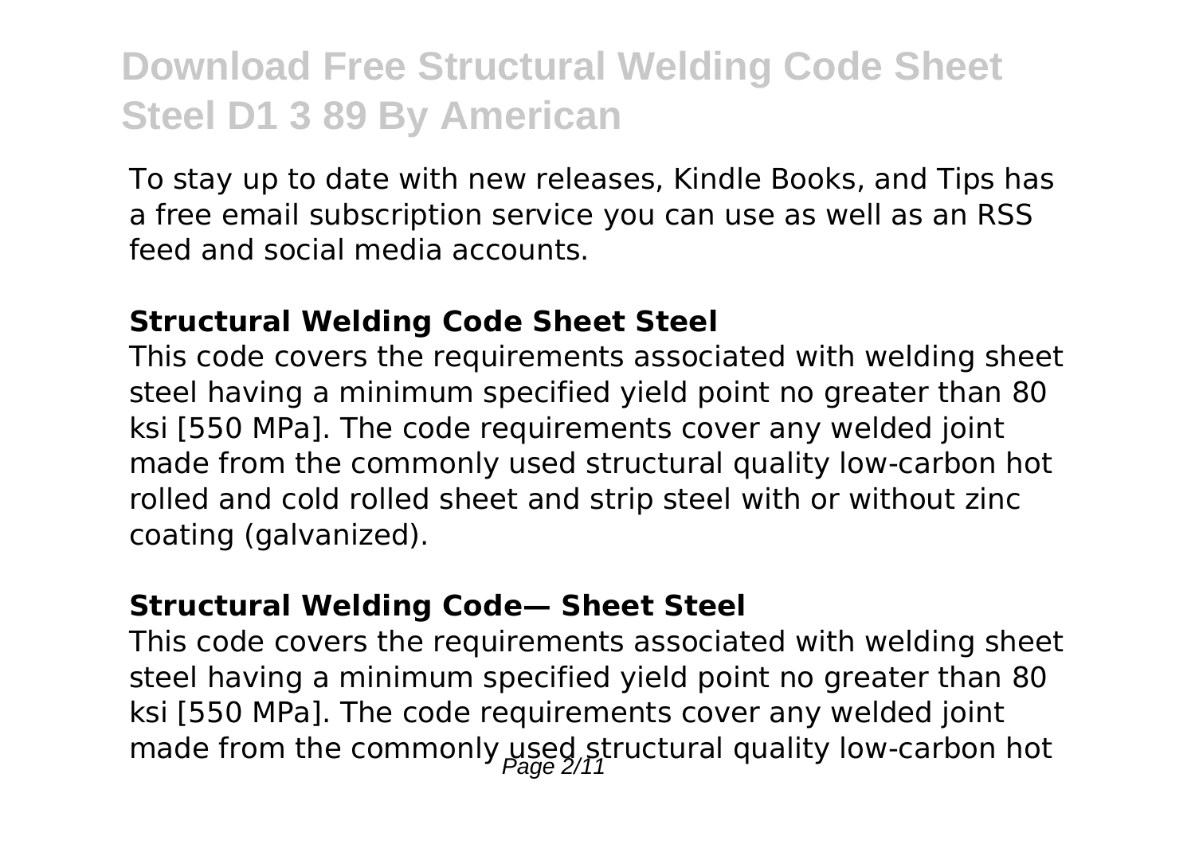To stay up to date with new releases, Kindle Books, and Tips has a free email subscription service you can use as well as an RSS feed and social media accounts.

### Structural Welding Code Sheet Steel

This code covers the requirements associated with welding sheet steel having a minimum specified yield point no greater than 80 ksi [550 MPa]. The code requirements cover any welded joint made from the commonly used structural quality low-carbon hot rolled and cold rolled sheet and strip steel with or without zinc coating (galvanized).

### Structural Welding Code— Sheet Steel

This code covers the requirements associated with welding sheet steel having a minimum specified yield point no greater than 80 ksi [550 MPa]. The code requirements cover any welded joint made from the commonly used structural quality low-carbon hot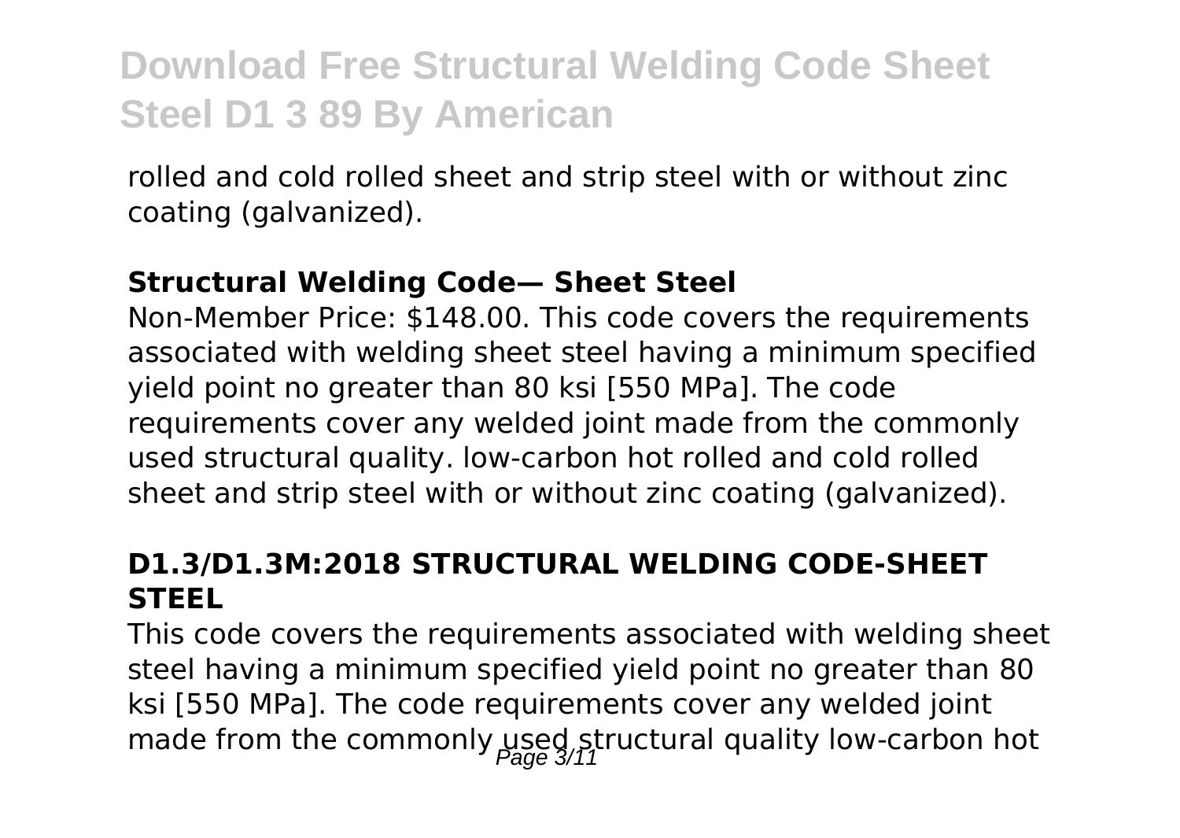rolled and cold rolled sheet and strip steel with or without zinc coating (galvanized).

### Structural Welding Code— Sheet Steel

Non-Member Price: $148.00. This code covers the requirements associated with welding sheet steel having a minimum specified yield point no greater than 80 ksi [550 MPa]. The code requirements cover any welded joint made from the commonly used structural quality. low-carbon hot rolled and cold rolled sheet and strip steel with or without zinc coating (galvanized).

### D1.3/D1.3M:2018 STRUCTURAL WELDING CODE-SHEET STEEL

This code covers the requirements associated with welding sheet steel having a minimum specified yield point no greater than 80 ksi [550 MPa]. The code requirements cover any welded joint made from the commonly used structural quality low-carbon hot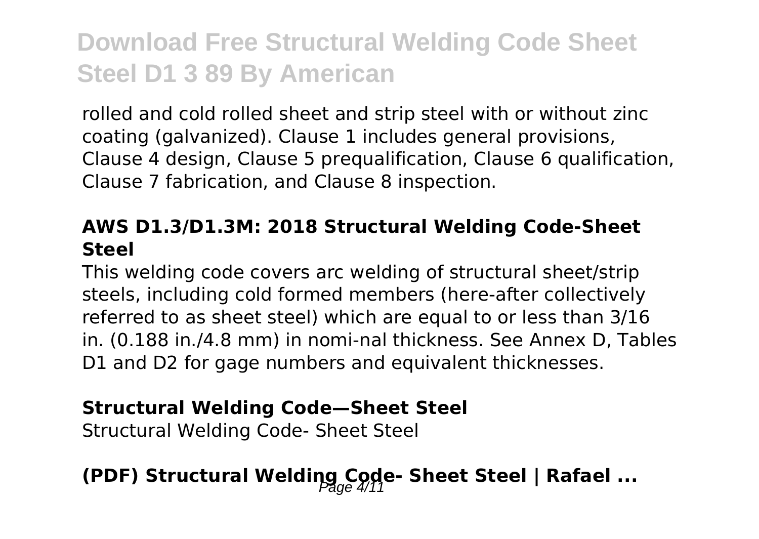rolled and cold rolled sheet and strip steel with or without zinc coating (galvanized). Clause 1 includes general provisions, Clause 4 design, Clause 5 prequalification, Clause 6 qualification, Clause 7 fabrication, and Clause 8 inspection.

### AWS D1.3/D1.3M: 2018 Structural Welding Code-Sheet Steel

This welding code covers arc welding of structural sheet/strip steels, including cold formed members (here-after collectively referred to as sheet steel) which are equal to or less than 3/16 in. (0.188 in./4.8 mm) in nomi-nal thickness. See Annex D, Tables D1 and D2 for gage numbers and equivalent thicknesses.

### Structural Welding Code—Sheet Steel

Structural Welding Code- Sheet Steel

### (PDF) Structural Welding Code- Sheet Steel | Rafael ...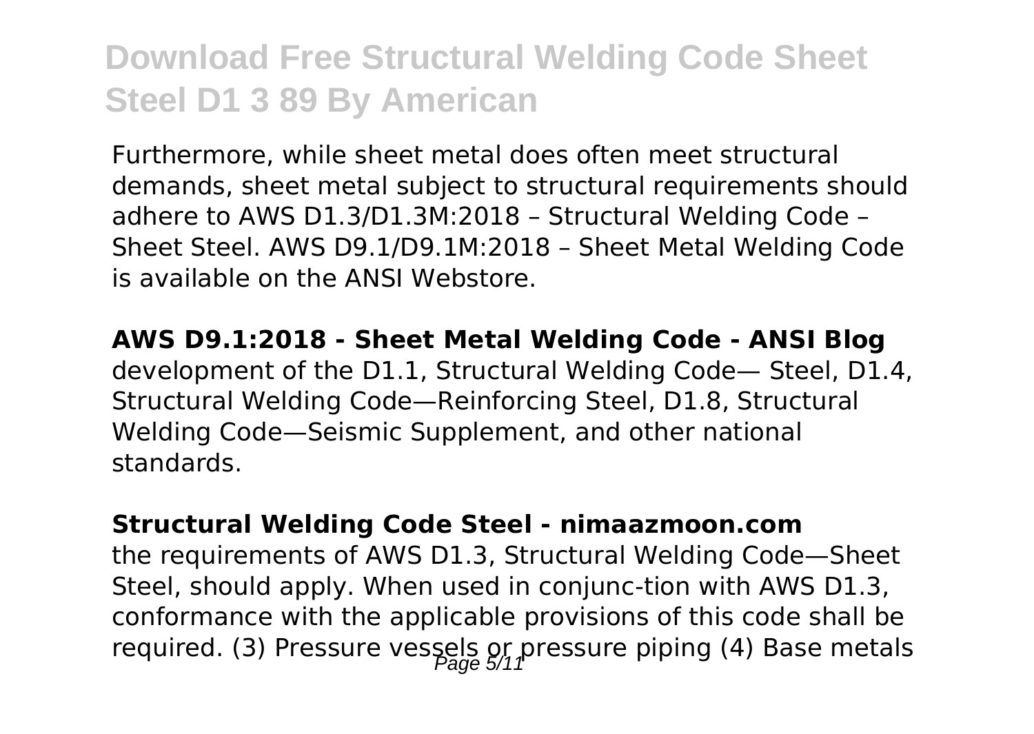Furthermore, while sheet metal does often meet structural demands, sheet metal subject to structural requirements should adhere to AWS D1.3/D1.3M:2018 – Structural Welding Code – Sheet Steel. AWS D9.1/D9.1M:2018 – Sheet Metal Welding Code is available on the ANSI Webstore.

**AWS D9.1:2018 - Sheet Metal Welding Code - ANSI Blog**

development of the D1.1, Structural Welding Code— Steel, D1.4, Structural Welding Code—Reinforcing Steel, D1.8, Structural Welding Code—Seismic Supplement, and other national standards.

**Structural Welding Code Steel - nimaazmoon.com**

the requirements of AWS D1.3, Structural Welding Code—Sheet Steel, should apply. When used in conjunc-tion with AWS D1.3, conformance with the applicable provisions of this code shall be required. (3) Pressure vessels or pressure piping (4) Base metals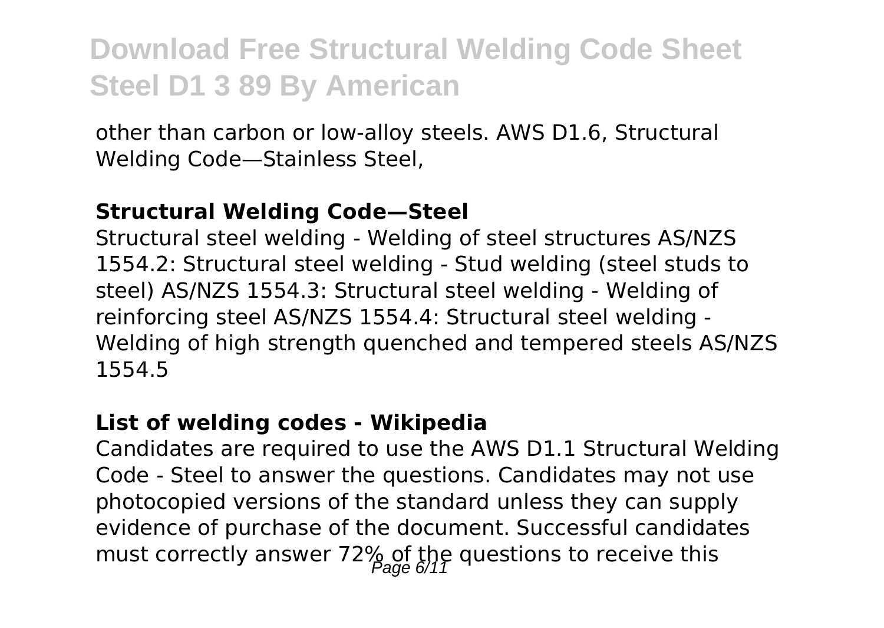other than carbon or low-alloy steels. AWS D1.6, Structural Welding Code—Stainless Steel,

**Structural Welding Code—Steel**

Structural steel welding - Welding of steel structures AS/NZS 1554.2: Structural steel welding - Stud welding (steel studs to steel) AS/NZS 1554.3: Structural steel welding - Welding of reinforcing steel AS/NZS 1554.4: Structural steel welding - Welding of high strength quenched and tempered steels AS/NZS 1554.5

**List of welding codes - Wikipedia**

Candidates are required to use the AWS D1.1 Structural Welding Code - Steel to answer the questions. Candidates may not use photocopied versions of the standard unless they can supply evidence of purchase of the document. Successful candidates must correctly answer 72% of the questions to receive this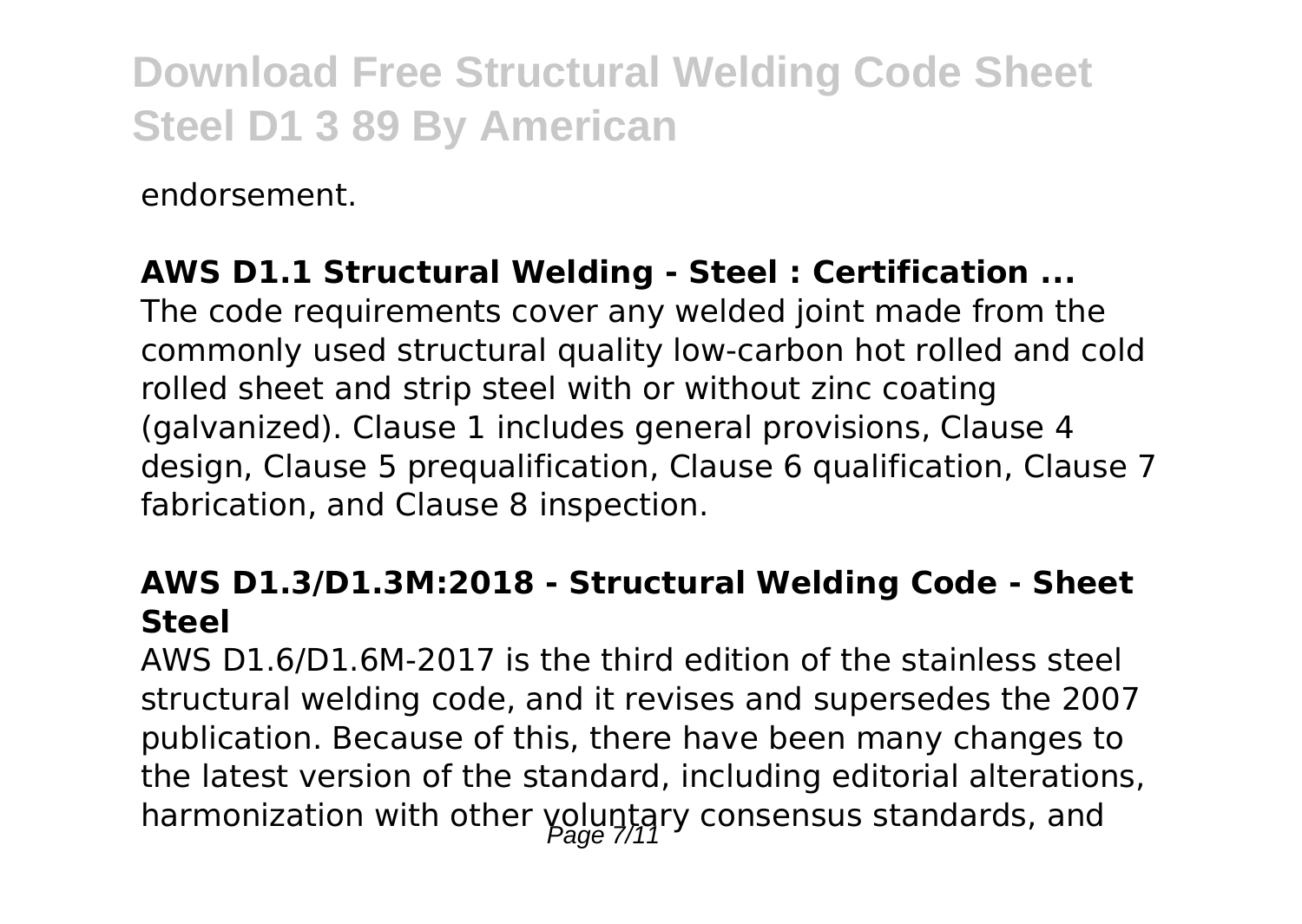endorsement.

**AWS D1.1 Structural Welding - Steel : Certification ...**

The code requirements cover any welded joint made from the commonly used structural quality low-carbon hot rolled and cold rolled sheet and strip steel with or without zinc coating (galvanized). Clause 1 includes general provisions, Clause 4 design, Clause 5 prequalification, Clause 6 qualification, Clause 7 fabrication, and Clause 8 inspection.

**AWS D1.3/D1.3M:2018 - Structural Welding Code - Sheet Steel**

AWS D1.6/D1.6M-2017 is the third edition of the stainless steel structural welding code, and it revises and supersedes the 2007 publication. Because of this, there have been many changes to the latest version of the standard, including editorial alterations, harmonization with other voluntary consensus standards, and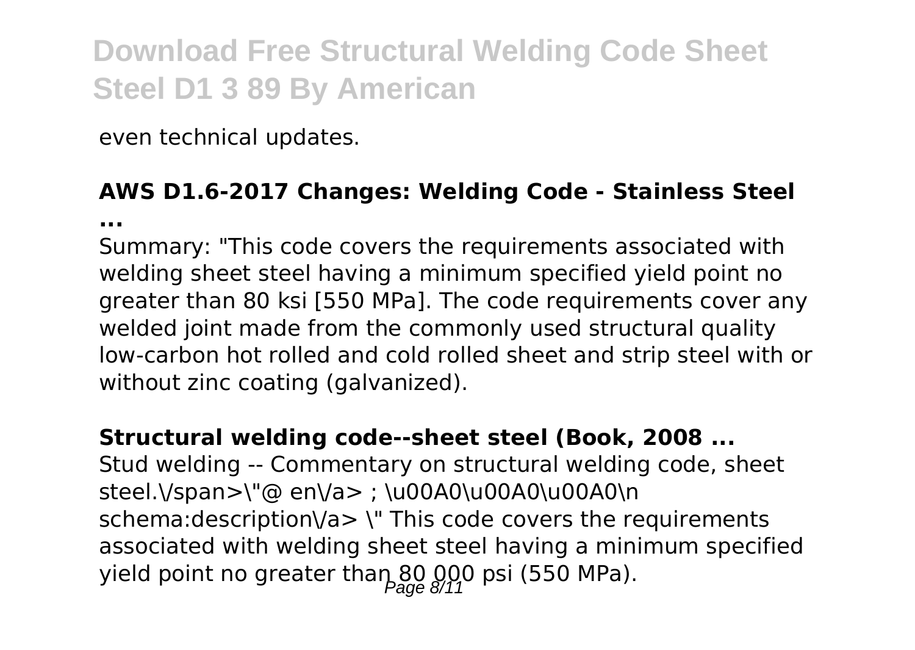even technical updates.

### AWS D1.6-2017 Changes: Welding Code - Stainless Steel ...

Summary: "This code covers the requirements associated with welding sheet steel having a minimum specified yield point no greater than 80 ksi [550 MPa]. The code requirements cover any welded joint made from the commonly used structural quality low-carbon hot rolled and cold rolled sheet and strip steel with or without zinc coating (galvanized).

### Structural welding code--sheet steel (Book, 2008 ...

Stud welding -- Commentary on structural welding code, sheet steel.\/span>\"@ en\/a> ; \u00A0\u00A0\u00A0\n schema:description\/a> \" This code covers the requirements associated with welding sheet steel having a minimum specified yield point no greater than 80 000 psi (550 MPa).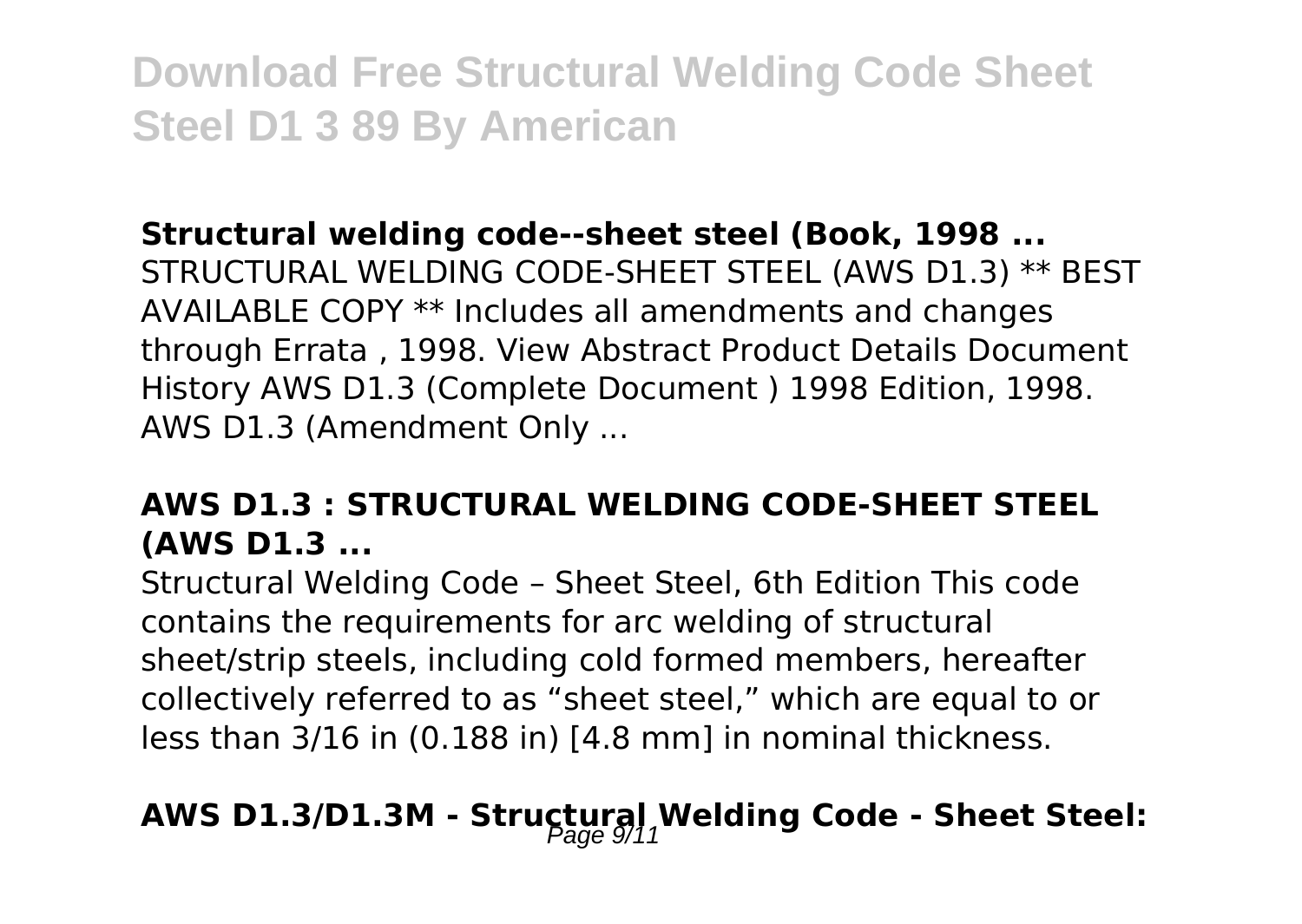## Structural welding code--sheet steel (Book, 1998 ...

STRUCTURAL WELDING CODE-SHEET STEEL (AWS D1.3) ** BEST AVAILABLE COPY ** Includes all amendments and changes through Errata , 1998. View Abstract Product Details Document History AWS D1.3 (Complete Document ) 1998 Edition, 1998. AWS D1.3 (Amendment Only ...

## AWS D1.3 : STRUCTURAL WELDING CODE-SHEET STEEL (AWS D1.3 ...

Structural Welding Code – Sheet Steel, 6th Edition This code contains the requirements for arc welding of structural sheet/strip steels, including cold formed members, hereafter collectively referred to as "sheet steel," which are equal to or less than 3/16 in (0.188 in) [4.8 mm] in nominal thickness.

## AWS D1.3/D1.3M - Structural Welding Code - Sheet Steel: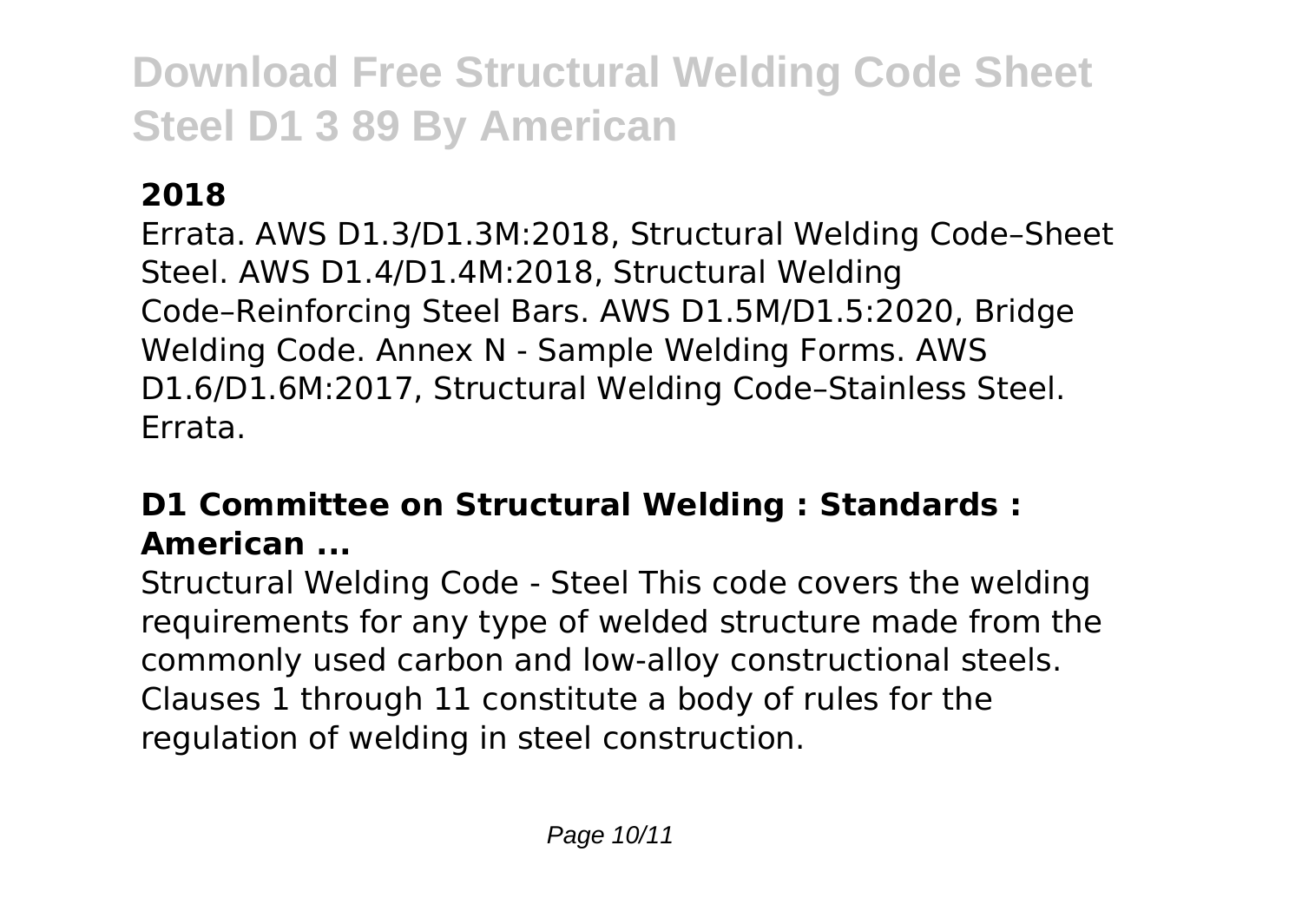### 2018

Errata. AWS D1.3/D1.3M:2018, Structural Welding Code–Sheet Steel. AWS D1.4/D1.4M:2018, Structural Welding Code–Reinforcing Steel Bars. AWS D1.5M/D1.5:2020, Bridge Welding Code. Annex N - Sample Welding Forms. AWS D1.6/D1.6M:2017, Structural Welding Code–Stainless Steel. Errata.

### D1 Committee on Structural Welding : Standards : American ...

Structural Welding Code - Steel This code covers the welding requirements for any type of welded structure made from the commonly used carbon and low-alloy constructional steels. Clauses 1 through 11 constitute a body of rules for the regulation of welding in steel construction.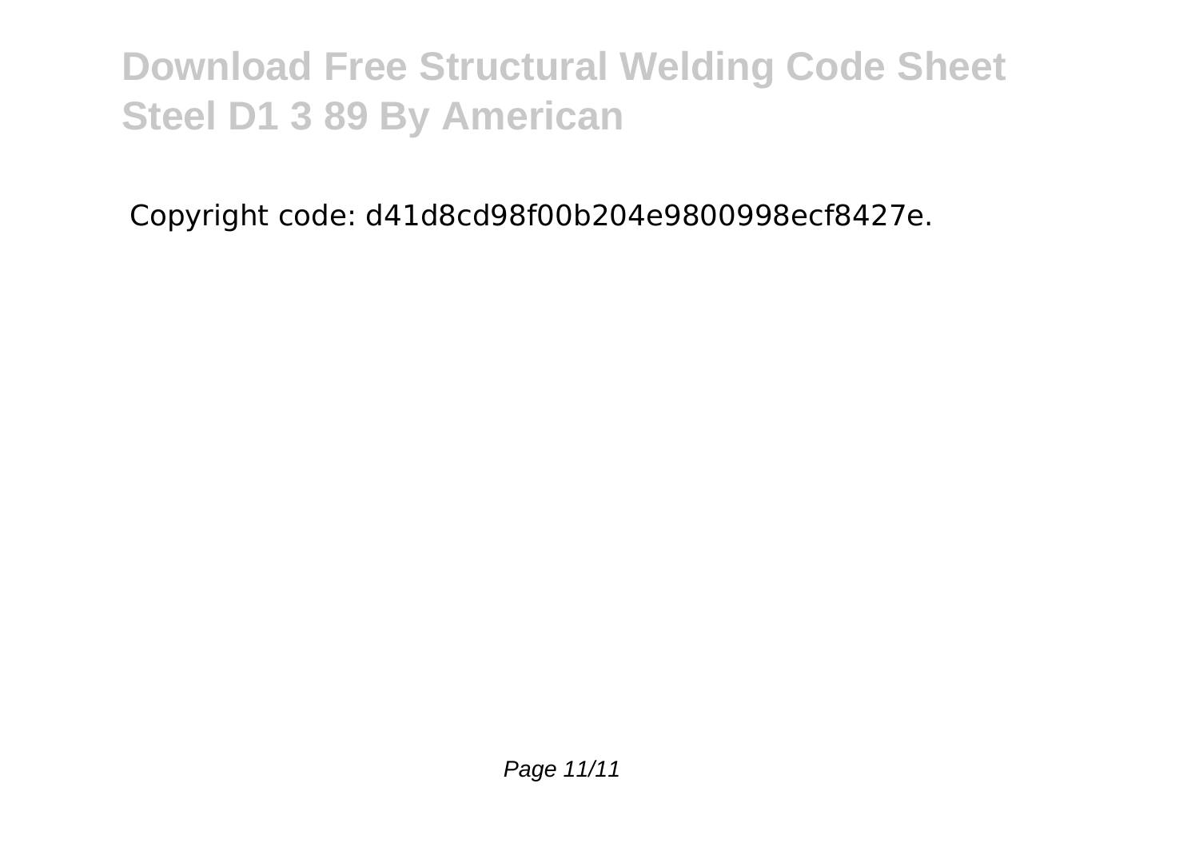Copyright code: d41d8cd98f00b204e9800998ecf8427e.